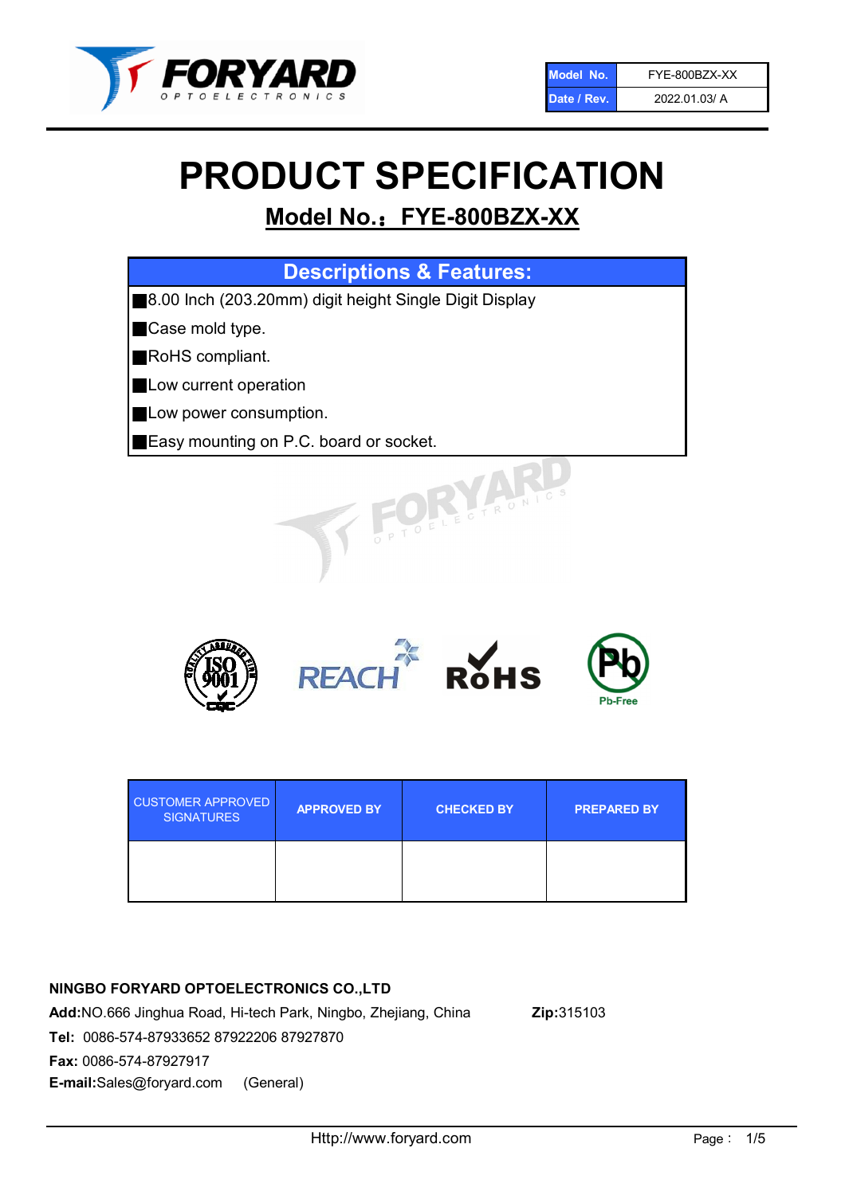| Model No. | FYE-800BZX-XX |
| --- | --- |
| Date / Rev. | 2022.01.03/ A |

# PRODUCT SPECIFICATION

## Model No.: FYE-800BZX-XX

| Descriptions & Features: |
| --- |
| ■8.00 Inch (203.20mm) digit height Single Digit Display |
| ■Case mold type. |
| ■RoHS compliant. |
| ■Low current operation |
| ■Low power consumption. |
| ■Easy mounting on P.C. board or socket. |

| CUSTOMER APPROVED SIGNATURES | APPROVED BY | CHECKED BY | PREPARED BY |
| --- | --- | --- | --- |
| | | | |

**NINGBO FORYARD OPTOELECTRONICS CO.,LTD**

**Add:**NO.666 Jinghua Road, Hi-tech Park, Ningbo, Zhejiang, China **Zip:**315103

**Tel:** 0086-574-87933652 87922206 87927870

**Fax:** 0086-574-87927917

**E-mail:**Sales@foryard.com (General)

Http://www.foryard.com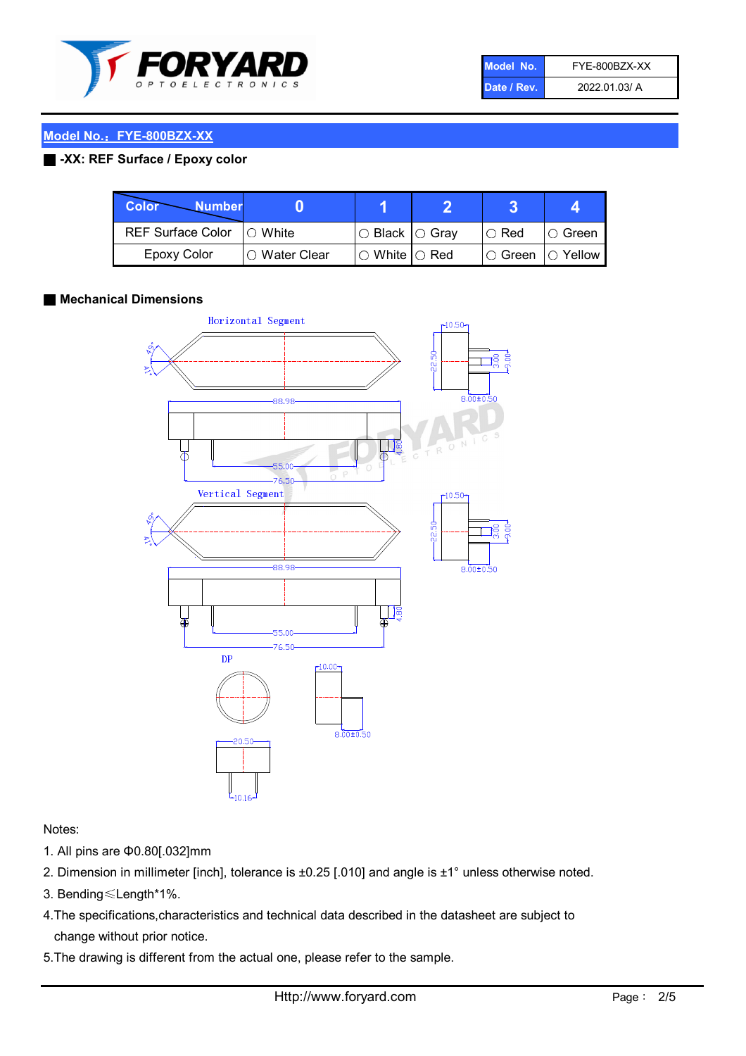| Model No. | FYE-800BZX-XX |
| --- | --- |
| Date / Rev. | 2022.01.03/ A |

## Model No.：FYE-800BZX-XX

### -XX: REF Surface / Epoxy color

| Color \ Number | 0 | 1 | 2 | 3 | 4 |
| --- | --- | --- | --- | --- | --- |
| REF Surface Color | ○ White | ○ Black | ○ Gray | ○ Red | ○ Green |
| Epoxy Color | ○ Water Clear | ○ White | ○ Red | ○ Green | ○ Yellow |

### Mechanical Dimensions

Horizontal Segment

Vertical Segment

DP

Notes:

1. All pins are Φ0.80[.032]mm
2. Dimension in millimeter [inch], tolerance is ±0.25 [.010] and angle is ±1° unless otherwise noted.
3. Bending≤Length*1%.
4. The specifications,characteristics and technical data described in the datasheet are subject to change without prior notice.
5. The drawing is different from the actual one, please refer to the sample.

Http://www.foryard.com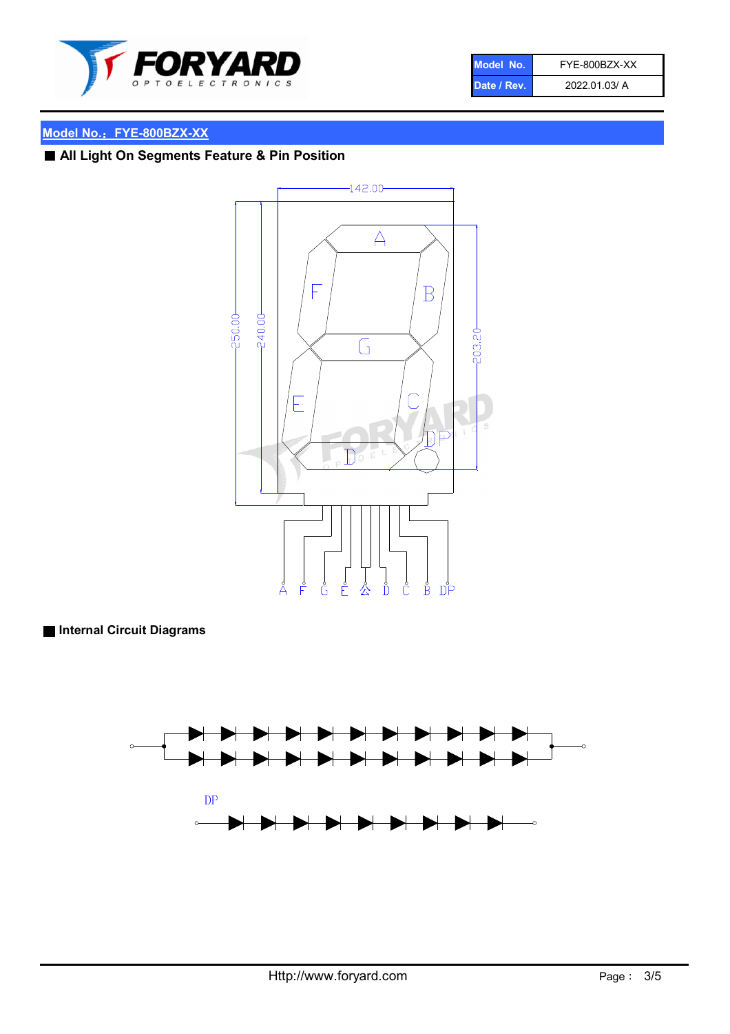| Model No. | FYE-800BZX-XX |
| --- | --- |
| Date / Rev. | 2022.01.03/ A |

## Model No.：FYE-800BZX-XX

### ■ All Light On Segments Feature & Pin Position

142.00

250.00

240.00

203.20

A F G E 公 D C B DP

### ■ Internal Circuit Diagrams

DP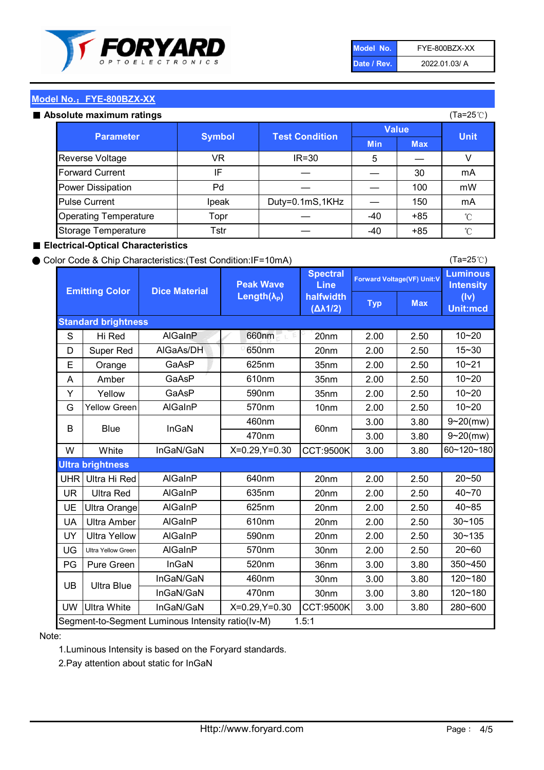| Model No. | FYE-800BZX-XX |
|---|---|
| Date / Rev. | 2022.01.03/ A |

## Model No.：FYE-800BZX-XX

### ■ Absolute maximum ratings

(Ta=25℃)

| Parameter | Symbol | Test Condition | Value | | Unit |
|---|---|---|---|---|---|
| | | | Min | Max | |
| Reverse Voltage | VR | IR=30 | 5 | — | V |
| Forward Current | IF | — | — | 30 | mA |
| Power Dissipation | Pd | — | — | 100 | mW |
| Pulse Current | Ipeak | Duty=0.1mS,1KHz | — | 150 | mA |
| Operating Temperature | Topr | — | -40 | +85 | ℃ |
| Storage Temperature | Tstr | — | -40 | +85 | ℃ |

### ■ Electrical-Optical Characteristics

● Color Code & Chip Characteristics:(Test Condition:IF=10mA)

(Ta=25℃)

| Emitting Color | | Dice Material | Peak Wave Length($\lambda_P$) | Spectral Line halfwidth ($\Delta\lambda 1/2$) | Forward Voltage(VF) Unit:V | | Luminous Intensity (Iv) Unit:mcd |
|---|---|---|---|---|---|---|---|
| | | | | | Typ | Max | |
| **Standard brightness** | | | | | | | |
| S | Hi Red | AlGaInP | 660nm | 20nm | 2.00 | 2.50 | 10~20 |
| D | Super Red | AlGaAs/DH | 650nm | 20nm | 2.00 | 2.50 | 15~30 |
| E | Orange | GaAsP | 625nm | 35nm | 2.00 | 2.50 | 10~21 |
| A | Amber | GaAsP | 610nm | 35nm | 2.00 | 2.50 | 10~20 |
| Y | Yellow | GaAsP | 590nm | 35nm | 2.00 | 2.50 | 10~20 |
| G | Yellow Green | AlGaInP | 570nm | 10nm | 2.00 | 2.50 | 10~20 |
| B | Blue | InGaN | 460nm | 60nm | 3.00 | 3.80 | 9~20(mw) |
| | | | 470nm | | 3.00 | 3.80 | 9~20(mw) |
| W | White | InGaN/GaN | X=0.29,Y=0.30 | CCT:9500K | 3.00 | 3.80 | 60~120~180 |
| **Ultra brightness** | | | | | | | |
| UHR | Ultra Hi Red | AlGaInP | 640nm | 20nm | 2.00 | 2.50 | 20~50 |
| UR | Ultra Red | AlGaInP | 635nm | 20nm | 2.00 | 2.50 | 40~70 |
| UE | Ultra Orange | AlGaInP | 625nm | 20nm | 2.00 | 2.50 | 40~85 |
| UA | Ultra Amber | AlGaInP | 610nm | 20nm | 2.00 | 2.50 | 30~105 |
| UY | Ultra Yellow | AlGaInP | 590nm | 20nm | 2.00 | 2.50 | 30~135 |
| UG | Ultra Yellow Green | AlGaInP | 570nm | 30nm | 2.00 | 2.50 | 20~60 |
| PG | Pure Green | InGaN | 520nm | 36nm | 3.00 | 3.80 | 350~450 |
| UB | Ultra Blue | InGaN/GaN | 460nm | 30nm | 3.00 | 3.80 | 120~180 |
| | | InGaN/GaN | 470nm | 30nm | 3.00 | 3.80 | 120~180 |
| UW | Ultra White | InGaN/GaN | X=0.29,Y=0.30 | CCT:9500K | 3.00 | 3.80 | 280~600 |
| Segment-to-Segment Luminous Intensity ratio(Iv-M) | | | | 1.5:1 | | | |

Note:

1.Luminous Intensity is based on the Foryard standards.

2.Pay attention about static for InGaN

Http://www.foryard.com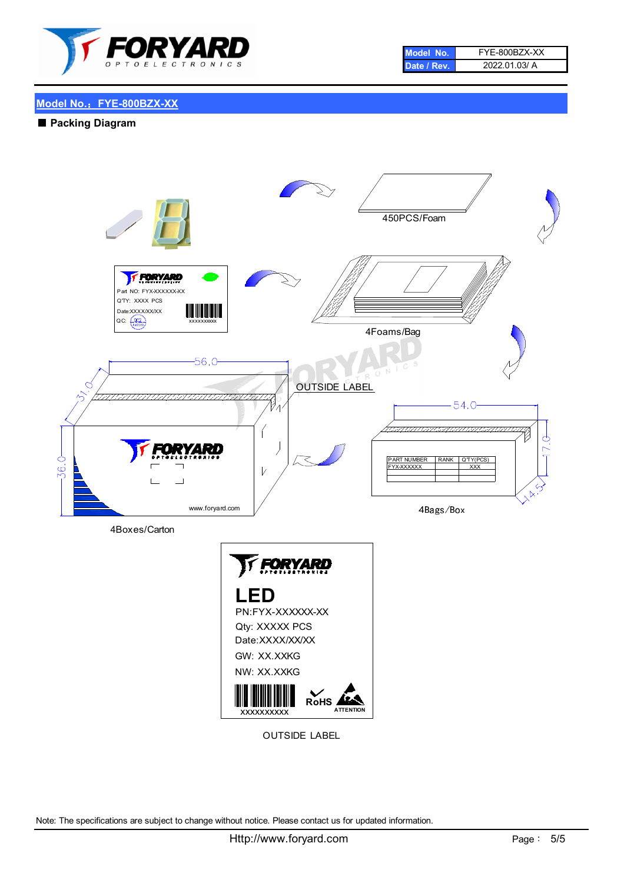| | |
|---|---|
| Model No. | FYE-800BZX-XX |
| Date / Rev. | 2022.01.03/ A |

## Model No.: FYE-800BZX-XX

### ■ Packing Diagram

450PCS/Foam

Part NO: FYX-XXXXXXX-XX
Q'TY: XXXX PCS
Date:XXXX/XX/XX
QC:
XXXXXXXXXX

4Foams/Bag

56.0
31.0
36.0
OUTSIDE LABEL
www.foryard.com

4Boxes/Carton

54.0
17.0
14.5

| PART NUMBER | RANK | Q'TY(PCS) |
|---|---|---|
| FYX-XXXXXX | | XXX |
| | | |
| | | |

4Bags/Box

LED
PN:FYX-XXXXXX-XX
Qty: XXXXX PCS
Date:XXXX/XX/XX
GW: XX.XXKG
NW: XX.XXKG
XXXXXXXXXX
RoHS
ATTENTION

OUTSIDE LABEL

Note: The specifications are subject to change without notice. Please contact us for updated information.

Http://www.foryard.com